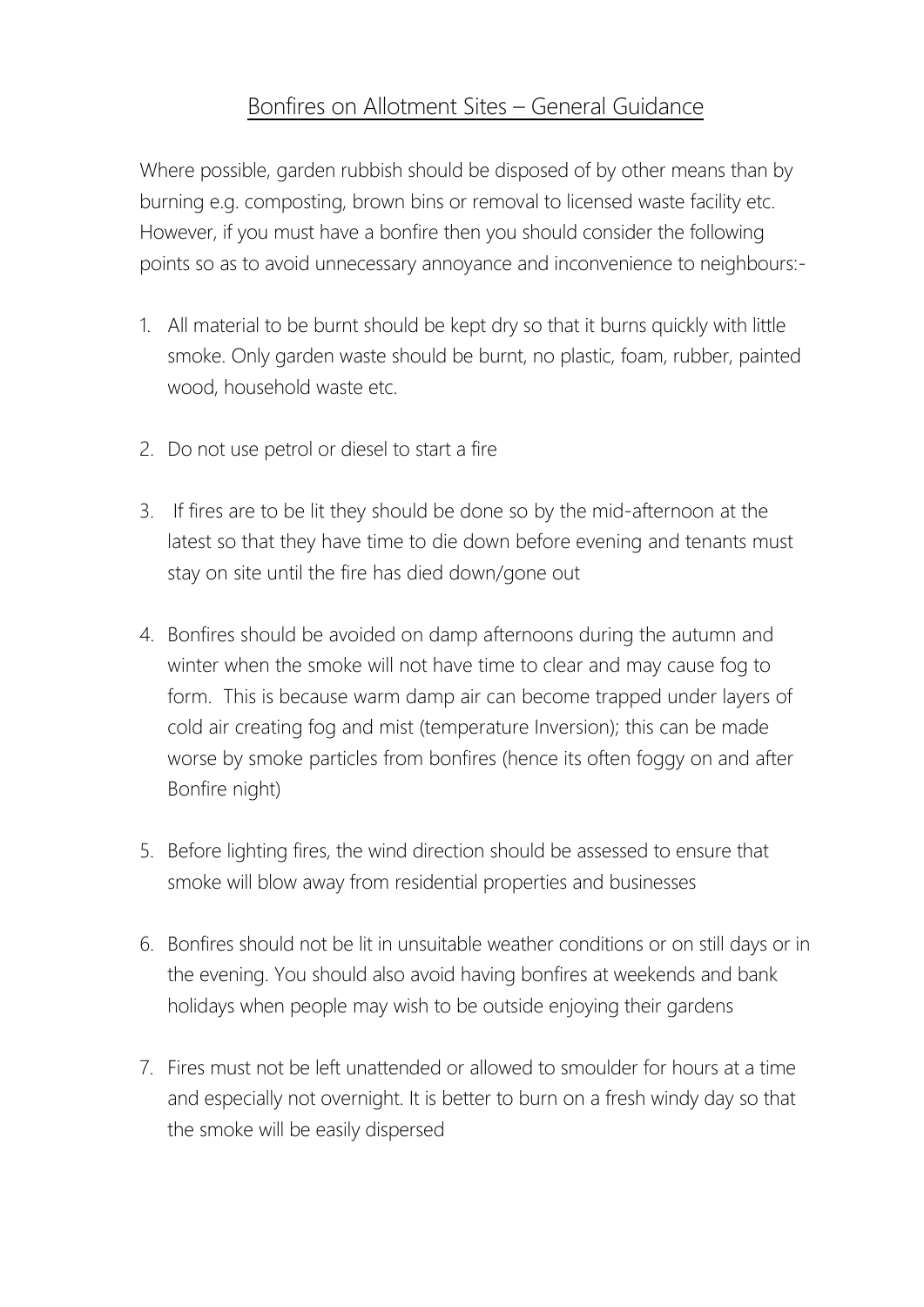# Bonfires on Allotment Sites – General Guidance

Where possible, garden rubbish should be disposed of by other means than by burning e.g. composting, brown bins or removal to licensed waste facility etc. However, if you must have a bonfire then you should consider the following points so as to avoid unnecessary annoyance and inconvenience to neighbours:-

1. All material to be burnt should be kept dry so that it burns quickly with little smoke. Only garden waste should be burnt, no plastic, foam, rubber, painted wood, household waste etc.

2. Do not use petrol or diesel to start a fire

3. If fires are to be lit they should be done so by the mid-afternoon at the latest so that they have time to die down before evening and tenants must stay on site until the fire has died down/gone out

4. Bonfires should be avoided on damp afternoons during the autumn and winter when the smoke will not have time to clear and may cause fog to form. This is because warm damp air can become trapped under layers of cold air creating fog and mist (temperature Inversion); this can be made worse by smoke particles from bonfires (hence its often foggy on and after Bonfire night)

5. Before lighting fires, the wind direction should be assessed to ensure that smoke will blow away from residential properties and businesses

6. Bonfires should not be lit in unsuitable weather conditions or on still days or in the evening. You should also avoid having bonfires at weekends and bank holidays when people may wish to be outside enjoying their gardens

7. Fires must not be left unattended or allowed to smoulder for hours at a time and especially not overnight. It is better to burn on a fresh windy day so that the smoke will be easily dispersed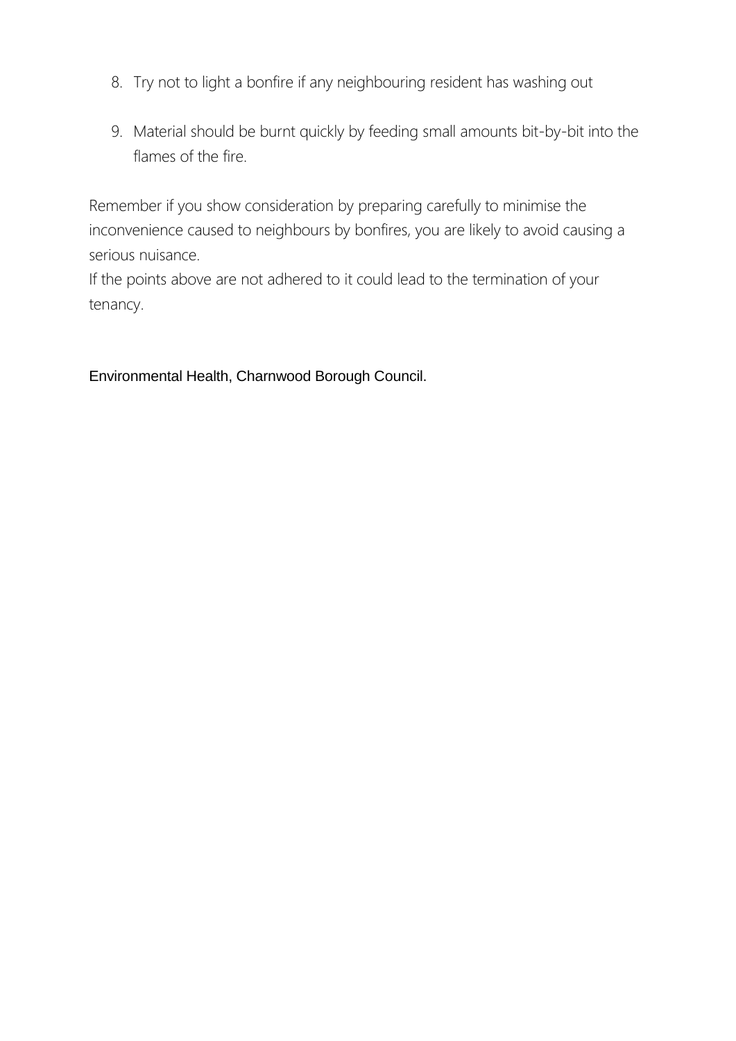8. Try not to light a bonfire if any neighbouring resident has washing out

9. Material should be burnt quickly by feeding small amounts bit-by-bit into the flames of the fire.

Remember if you show consideration by preparing carefully to minimise the inconvenience caused to neighbours by bonfires, you are likely to avoid causing a serious nuisance.
If the points above are not adhered to it could lead to the termination of your tenancy.

Environmental Health, Charnwood Borough Council.